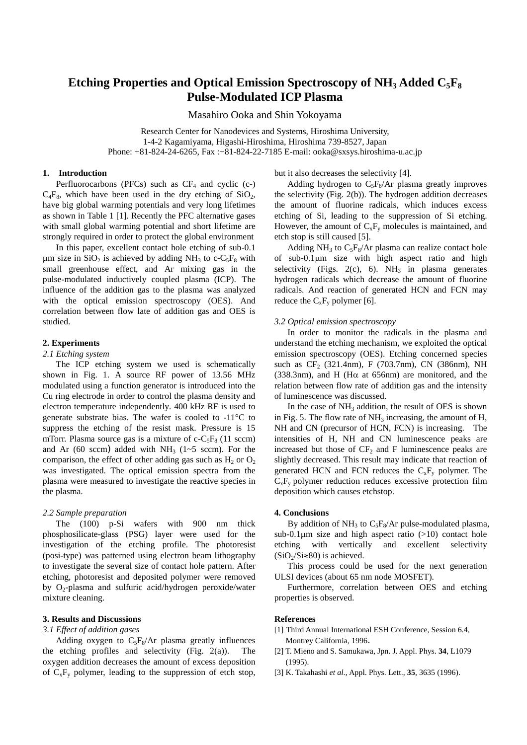# Etching Properties and Optical Emission Spectroscopy of $NH_3$ Added $C_5F_8$ Pulse-Modulated ICP Plasma

Masahiro Ooka and Shin Yokoyama

Research Center for Nanodevices and Systems, Hiroshima University,
1-4-2 Kagamiyama, Higashi-Hiroshima, Hiroshima 739-8527, Japan
Phone: +81-824-24-6265, Fax :+81-824-22-7185 E-mail: ooka@sxsys.hiroshima-u.ac.jp

## 1. Introduction

Perfluorocarbons (PFCs) such as $CF_4$ and cyclic (c-) $C_4F_8$, which have been used in the dry etching of $SiO_2$, have big global warming potentials and very long lifetimes as shown in Table 1 [1]. Recently the PFC alternative gases with small global warming potential and short lifetime are strongly required in order to protect the global environment

In this paper, excellent contact hole etching of sub-0.1 μm size in $SiO_2$ is achieved by adding $NH_3$ to c-$C_5F_8$ with small greenhouse effect, and Ar mixing gas in the pulse-modulated inductively coupled plasma (ICP). The influence of the addition gas to the plasma was analyzed with the optical emission spectroscopy (OES). And correlation between flow late of addition gas and OES is studied.

## 2. Experiments

### 2.1 Etching system

The ICP etching system we used is schematically shown in Fig. 1. A source RF power of 13.56 MHz modulated using a function generator is introduced into the Cu ring electrode in order to control the plasma density and electron temperature independently. 400 kHz RF is used to generate substrate bias. The wafer is cooled to -11°C to suppress the etching of the resist mask. Pressure is 15 mTorr. Plasma source gas is a mixture of c-$C_5F_8$ (11 sccm) and Ar (60 sccm) added with $NH_3$ (1~5 sccm). For the comparison, the effect of other adding gas such as $H_2$ or $O_2$ was investigated. The optical emission spectra from the plasma were measured to investigate the reactive species in the plasma.

### 2.2 Sample preparation

The (100) p-Si wafers with 900 nm thick phosphosilicate-glass (PSG) layer were used for the investigation of the etching profile. The photoresist (posi-type) was patterned using electron beam lithography to investigate the several size of contact hole pattern. After etching, photoresist and deposited polymer were removed by $O_2$-plasma and sulfuric acid/hydrogen peroxide/water mixture cleaning.

## 3. Results and Discussions

### 3.1 Effect of addition gases

Adding oxygen to $C_5F_8$/Ar plasma greatly influences the etching profiles and selectivity (Fig. 2(a)). The oxygen addition decreases the amount of excess deposition of $C_xF_y$ polymer, leading to the suppression of etch stop, but it also decreases the selectivity [4].

Adding hydrogen to $C_5F_8$/Ar plasma greatly improves the selectivity (Fig. 2(b)). The hydrogen addition decreases the amount of fluorine radicals, which induces excess etching of Si, leading to the suppression of Si etching. However, the amount of $C_xF_y$ molecules is maintained, and etch stop is still caused [5].

Adding $NH_3$ to $C_5F_8$/Ar plasma can realize contact hole of sub-0.1μm size with high aspect ratio and high selectivity (Figs. 2(c), 6). $NH_3$ in plasma generates hydrogen radicals which decrease the amount of fluorine radicals. And reaction of generated HCN and FCN may reduce the $C_xF_y$ polymer [6].

### 3.2 Optical emission spectroscopy

In order to monitor the radicals in the plasma and understand the etching mechanism, we exploited the optical emission spectroscopy (OES). Etching concerned species such as $CF_2$ (321.4nm), F (703.7nm), CN (386nm), NH (338.3nm), and H (Hα at 656nm) are monitored, and the relation between flow rate of addition gas and the intensity of luminescence was discussed.

In the case of $NH_3$ addition, the result of OES is shown in Fig. 5. The flow rate of $NH_3$ increasing, the amount of H, NH and CN (precursor of HCN, FCN) is increasing. The intensities of H, NH and CN luminescence peaks are increased but those of $CF_2$ and F luminescence peaks are slightly decreased. This result may indicate that reaction of generated HCN and FCN reduces the $C_xF_y$ polymer. The $C_xF_y$ polymer reduction reduces excessive protection film deposition which causes etchstop.

## 4. Conclusions

By addition of $NH_3$ to $C_5F_8$/Ar pulse-modulated plasma, sub-0.1μm size and high aspect ratio (>10) contact hole etching with vertically and excellent selectivity ($SiO_2$/Si≈80) is achieved.

This process could be used for the next generation ULSI devices (about 65 nm node MOSFET).

Furthermore, correlation between OES and etching properties is observed.

## References

[1] Third Annual International ESH Conference, Session 6.4, Montrey California, 1996.

[2] T. Mieno and S. Samukawa, Jpn. J. Appl. Phys. **34**, L1079 (1995).

[3] K. Takahashi *et al.*, Appl. Phys. Lett., **35**, 3635 (1996).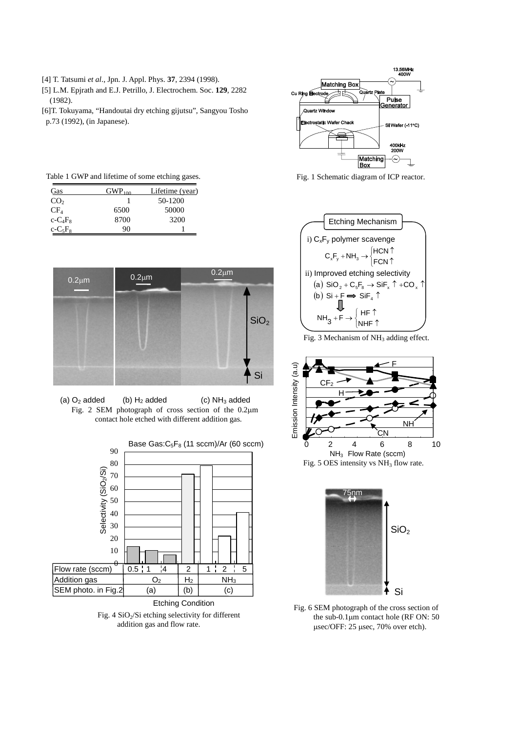[4] T. Tatsumi *et al*., Jpn. J. Appl. Phys. **37**, 2394 (1998).

[5] L.M. Epjrath and E.J. Petrillo, J. Electrochem. Soc. **129**, 2282 (1982).

[6]T. Tokuyama, "Handoutai dry etching gijutsu", Sangyou Tosho p.73 (1992), (in Japanese).

Table 1 GWP and lifetime of some etching gases.

| Gas | $GWP_{100}$ | Lifetime (year) |
|---|---|---|
| $CO_2$ | 1 | 50-1200 |
| $CF_4$ | 6500 | 50000 |
| c-$C_4F_8$ | 8700 | 3200 |
| c-$C_5F_8$ | 90 | 1 |

13.56MHz 400W

Matching Box

Cu Ring Electrode

Quartz Plate

Pulse Generator

Quartz Window

Electrostatic Wafer Chack

Si Wafer (-11°C)

400kHz 200W

Matching Box

Fig. 1 Schematic diagram of ICP reactor.

0.2μm

0.2μm

0.2μm

SiO2

Si

(a) $O_2$ added (b) $H_2$ added (c) $NH_3$ added

Fig. 2 SEM photograph of cross section of the 0.2μm contact hole etched with different addition gas.

Etching Mechanism

i) $C_xF_y$ polymer scavenge

$$C_xF_y + NH_3 \rightarrow \begin{cases} HCN\uparrow \\ FCN\uparrow \end{cases}$$

ii) Improved etching selectivity

(a) $SiO_2 + C_5F_8 \rightarrow SiF_x\uparrow + CO_x\uparrow$

(b) $Si + F \Rightarrow SiF_4\uparrow$

$$NH_3 + F \rightarrow \begin{cases} HF\uparrow \\ NHF\uparrow \end{cases}$$

Fig. 3 Mechanism of $NH_3$ adding effect.

Base Gas:$C_5F_8$ (11 sccm)/Ar (60 sccm)

Selectivity ($SiO_2$/Si)

0 10 20 30 40 50 60 70 80 90

Flow rate (sccm) 0.5 1 4 2 1 2 5

Addition gas $O_2$ $H_2$ $NH_3$

SEM photo. in Fig.2 (a) (b) (c)

Etching Condition

Fig. 4 $SiO_2$/Si etching selectivity for different addition gas and flow rate.

Emission Intensity (a.u)

F

$CF_2$

H

NH

CN

0 2 4 6 8 10

$NH_3$ Flow Rate (sccm)

Fig. 5 OES intensity vs $NH_3$ flow rate.

75nm

SiO2

Si

Fig. 6 SEM photograph of the cross section of the sub-0.1μm contact hole (RF ON: 50 μsec/OFF: 25 μsec, 70% over etch).